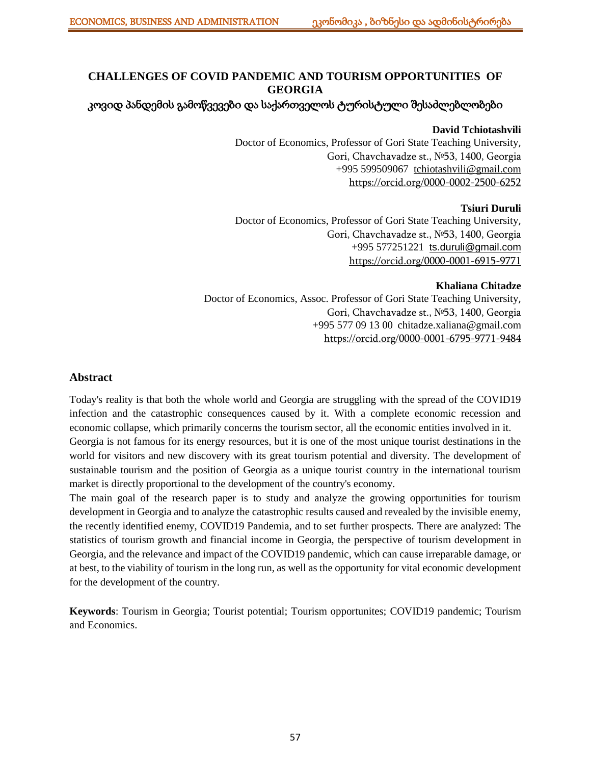# CHALLENGES OF COVID PANDEMIC AND TOURISM OPPORTUNITIES OF GEORGIA

## კოვიდ პანდემის გამოწვევები და საქართველოს ტურისტული შესაძლებლობები

**David Tchiotashvili**

Doctor of Economics, Professor of Gori State Teaching University,
Gori, Chavchavadze st., №53, 1400, Georgia
+995 599509067 tchiotashvili@gmail.com
https://orcid.org/0000-0002-2500-6252

**Tsiuri Duruli**

Doctor of Economics, Professor of Gori State Teaching University,
Gori, Chavchavadze st., №53, 1400, Georgia
+995 577251221 ts.duruli@gmail.com
https://orcid.org/0000-0001-6915-9771

**Khaliana Chitadze**

Doctor of Economics, Assoc. Professor of Gori State Teaching University,
Gori, Chavchavadze st., №53, 1400, Georgia
+995 577 09 13 00 chitadze.xaliana@gmail.com
https://orcid.org/0000-0001-6795-9771-9484

## Abstract

Today's reality is that both the whole world and Georgia are struggling with the spread of the COVID19 infection and the catastrophic consequences caused by it. With a complete economic recession and economic collapse, which primarily concerns the tourism sector, all the economic entities involved in it.

Georgia is not famous for its energy resources, but it is one of the most unique tourist destinations in the world for visitors and new discovery with its great tourism potential and diversity. The development of sustainable tourism and the position of Georgia as a unique tourist country in the international tourism market is directly proportional to the development of the country's economy.

The main goal of the research paper is to study and analyze the growing opportunities for tourism development in Georgia and to analyze the catastrophic results caused and revealed by the invisible enemy, the recently identified enemy, COVID19 Pandemia, and to set further prospects. There are analyzed: The statistics of tourism growth and financial income in Georgia, the perspective of tourism development in Georgia, and the relevance and impact of the COVID19 pandemic, which can cause irreparable damage, or at best, to the viability of tourism in the long run, as well as the opportunity for vital economic development for the development of the country.

**Keywords**: Tourism in Georgia; Tourist potential; Tourism opportunites; COVID19 pandemic; Tourism and Economics.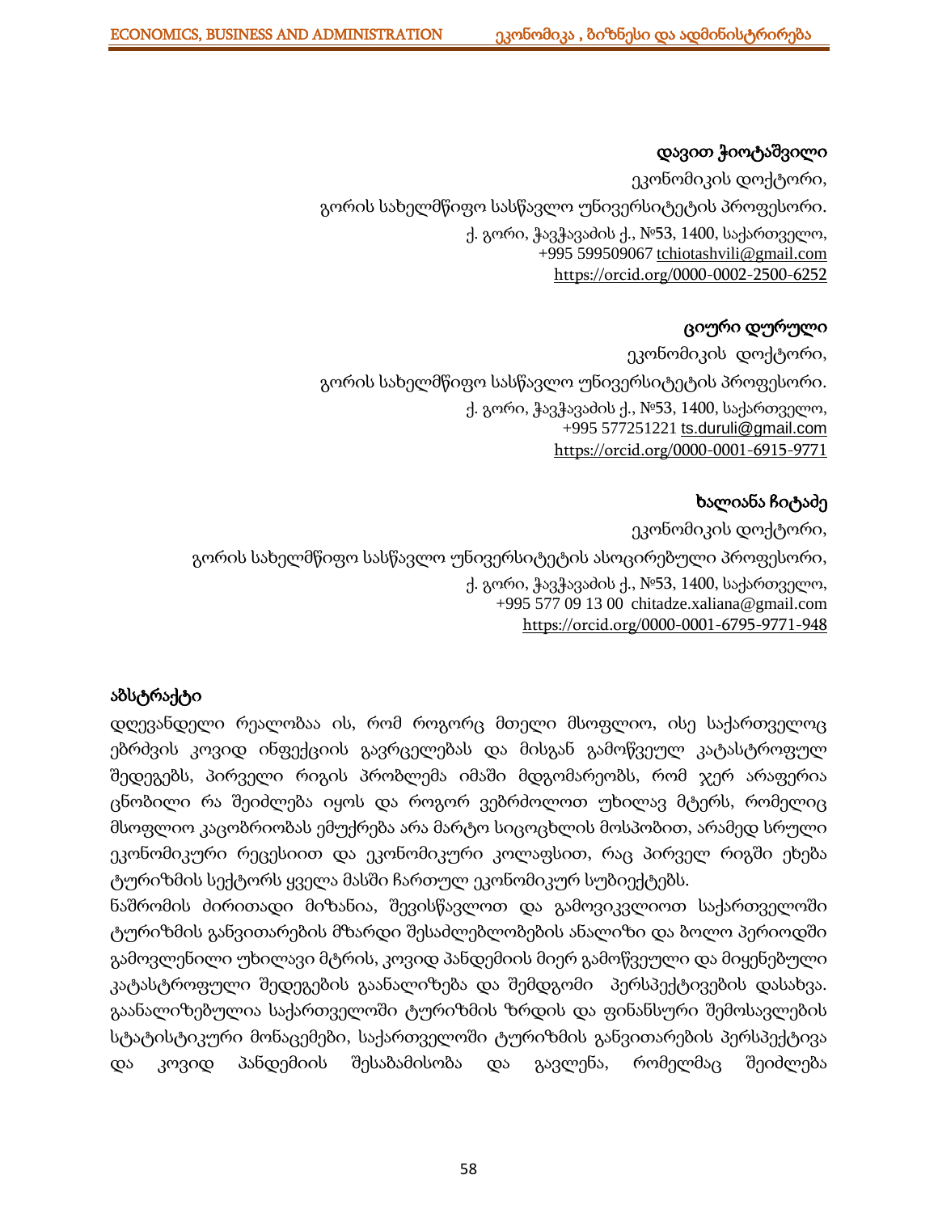**დავით ჭიოტაშვილი**

ეკონომიკის დოქტორი,

გორის სახელმწიფო სასწავლო უნივერსიტეტის პროფესორი.

ქ. გორი, ჭავჭავაძის ქ., №53, 1400, საქართველო,

+995 599509067 tchiotashvili@gmail.com

https://orcid.org/0000-0002-2500-6252

**ციური დურული**

ეკონომიკის დოქტორი,

გორის სახელმწიფო სასწავლო უნივერსიტეტის პროფესორი.

ქ. გორი, ჭავჭავაძის ქ., №53, 1400, საქართველო,

+995 577251221 ts.duruli@gmail.com

https://orcid.org/0000-0001-6915-9771

**ხალიანა ჩიტაძე**

ეკონომიკის დოქტორი,

გორის სახელმწიფო სასწავლო უნივერსიტეტის ასოცირებული პროფესორი,

ქ. გორი, ჭავჭავაძის ქ., №53, 1400, საქართველო,

+995 577 09 13 00 chitadze.xaliana@gmail.com

https://orcid.org/0000-0001-6795-9771-948

## აბსტრაქტი

დღევანდელი რეალობაა ის, რომ როგორც მთელი მსოფლიო, ისე საქართველოც ებრძვის კოვიდ ინფექციის გავრცელებას და მისგან გამოწვეულ კატასტროფულ შედეგებს, პირველი რიგის პრობლემა იმაში მდგომარეობს, რომ ჯერ არაფერია ცნობილი რა შეიძლება იყოს და როგორ ვებრძოლოთ უხილავ მტერს, რომელიც მსოფლიო კაცობრიობას ემუქრება არა მარტო სიცოცხლის მოსპობით, არამედ სრული ეკონომიკური რეცესიით და ეკონომიკური კოლაფსით, რაც პირველ რიგში ეხება ტურიზმის სექტორს ყველა მასში ჩართულ ეკონომიკურ სუბიექტებს.

ნაშრომის ძირითადი მიზანია, შევისწავლოთ და გამოვიკვლიოთ საქართველოში ტურიზმის განვითარების მზარდი შესაძლებლობების ანალიზი და ბოლო პერიოდში გამოვლენილი უხილავი მტრის, კოვიდ პანდემიის მიერ გამოწვეული და მიყენებული კატასტროფული შედეგების გაანალიზება და შემდგომი პერსპექტივების დასახვა. გაანალიზებულია საქართველოში ტურიზმის ზრდის და ფინანსური შემოსავლების სტატისტიკური მონაცემები, საქართველოში ტურიზმის განვითარების პერსპექტივა და კოვიდ პანდემიის შესაბამისობა და გავლენა, რომელმაც შეიძლება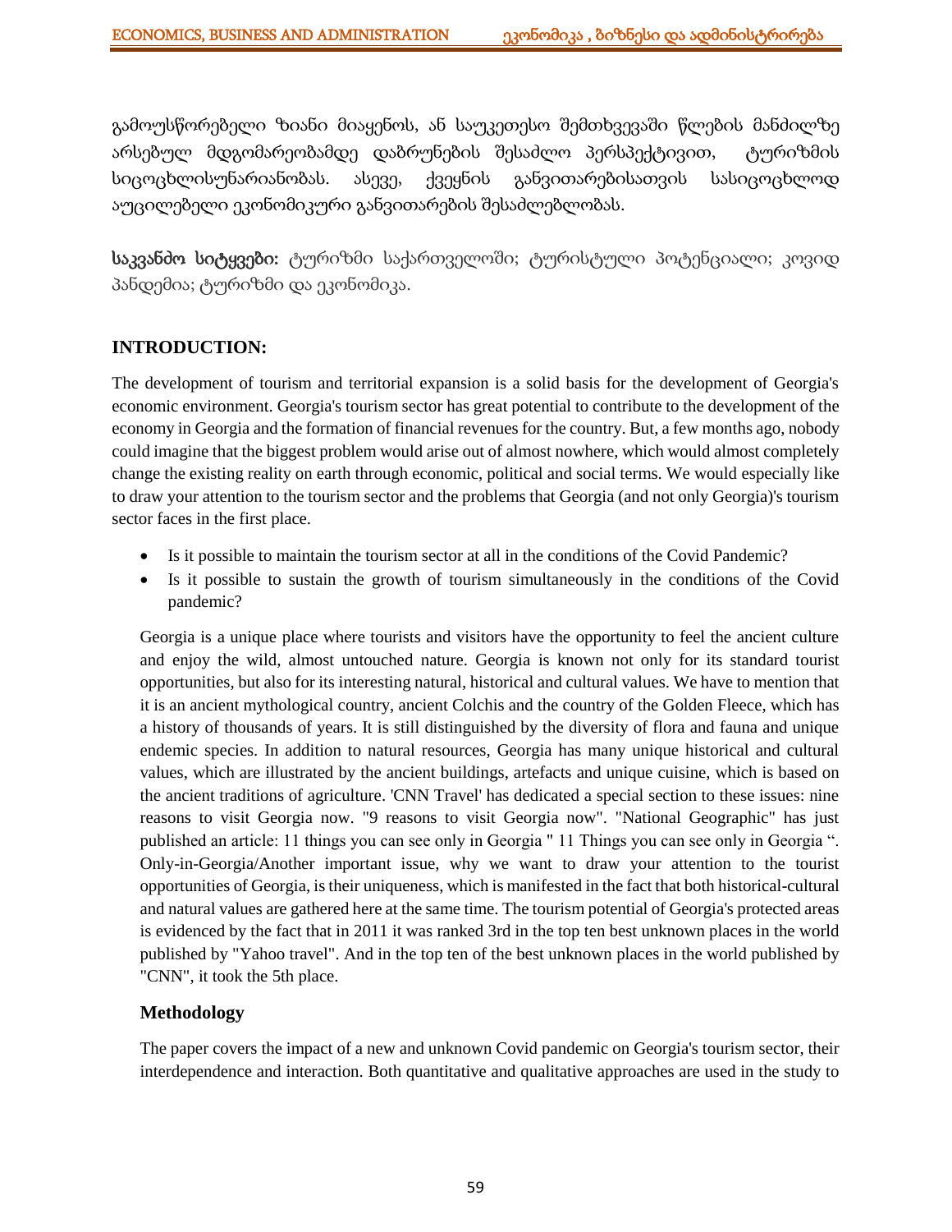გამოუსწორებელი ზიანი მიაყენოს, ან საუკეთესო შემთხვევაში წლების მანძილზე არსებულ მდგომარეობამდე დაბრუნების შესაძლო პერსპექტივით, ტურიზმის სიცოცხლისუნარიანობას. ასევე, ქვეყნის განვითარებისათვის სასიცოცხლოდ აუცილებელი ეკონომიკური განვითარების შესაძლებლობას.

**საკვანძო სიტყვები:** ტურიზმი საქართველოში; ტურისტული პოტენციალი; კოვიდ პანდემია; ტურიზმი და ეკონომიკა.

## INTRODUCTION:

The development of tourism and territorial expansion is a solid basis for the development of Georgia's economic environment. Georgia's tourism sector has great potential to contribute to the development of the economy in Georgia and the formation of financial revenues for the country. But, a few months ago, nobody could imagine that the biggest problem would arise out of almost nowhere, which would almost completely change the existing reality on earth through economic, political and social terms. We would especially like to draw your attention to the tourism sector and the problems that Georgia (and not only Georgia)'s tourism sector faces in the first place.

- Is it possible to maintain the tourism sector at all in the conditions of the Covid Pandemic?
- Is it possible to sustain the growth of tourism simultaneously in the conditions of the Covid pandemic?

Georgia is a unique place where tourists and visitors have the opportunity to feel the ancient culture and enjoy the wild, almost untouched nature. Georgia is known not only for its standard tourist opportunities, but also for its interesting natural, historical and cultural values. We have to mention that it is an ancient mythological country, ancient Colchis and the country of the Golden Fleece, which has a history of thousands of years. It is still distinguished by the diversity of flora and fauna and unique endemic species. In addition to natural resources, Georgia has many unique historical and cultural values, which are illustrated by the ancient buildings, artefacts and unique cuisine, which is based on the ancient traditions of agriculture. 'CNN Travel' has dedicated a special section to these issues: nine reasons to visit Georgia now. "9 reasons to visit Georgia now". "National Geographic" has just published an article: 11 things you can see only in Georgia " 11 Things you can see only in Georgia ". Only-in-Georgia/Another important issue, why we want to draw your attention to the tourist opportunities of Georgia, is their uniqueness, which is manifested in the fact that both historical-cultural and natural values are gathered here at the same time. The tourism potential of Georgia's protected areas is evidenced by the fact that in 2011 it was ranked 3rd in the top ten best unknown places in the world published by "Yahoo travel". And in the top ten of the best unknown places in the world published by "CNN", it took the 5th place.

### Methodology

The paper covers the impact of a new and unknown Covid pandemic on Georgia's tourism sector, their interdependence and interaction. Both quantitative and qualitative approaches are used in the study to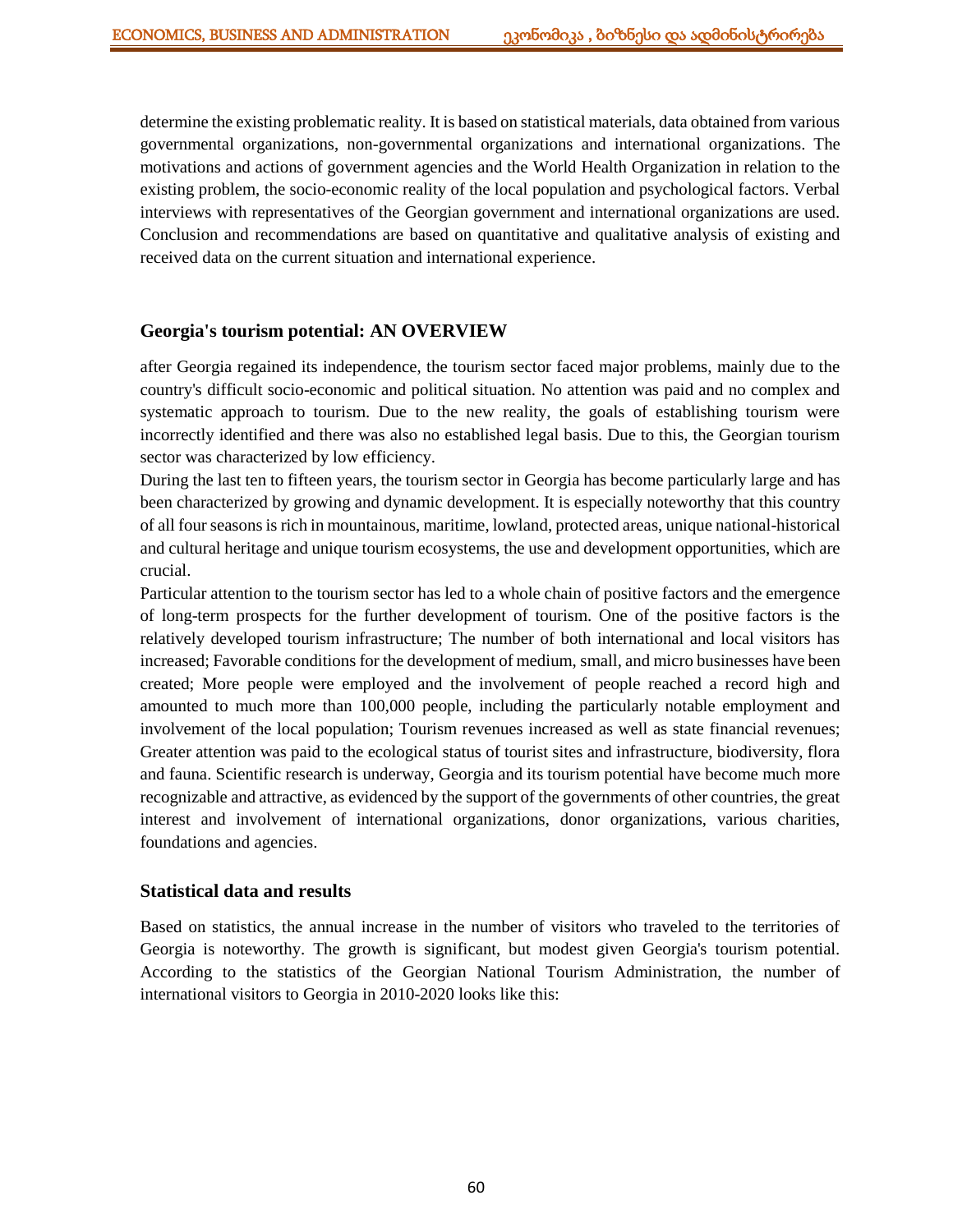determine the existing problematic reality. It is based on statistical materials, data obtained from various governmental organizations, non-governmental organizations and international organizations. The motivations and actions of government agencies and the World Health Organization in relation to the existing problem, the socio-economic reality of the local population and psychological factors. Verbal interviews with representatives of the Georgian government and international organizations are used. Conclusion and recommendations are based on quantitative and qualitative analysis of existing and received data on the current situation and international experience.

## Georgia's tourism potential: AN OVERVIEW

after Georgia regained its independence, the tourism sector faced major problems, mainly due to the country's difficult socio-economic and political situation. No attention was paid and no complex and systematic approach to tourism. Due to the new reality, the goals of establishing tourism were incorrectly identified and there was also no established legal basis. Due to this, the Georgian tourism sector was characterized by low efficiency.

During the last ten to fifteen years, the tourism sector in Georgia has become particularly large and has been characterized by growing and dynamic development. It is especially noteworthy that this country of all four seasons is rich in mountainous, maritime, lowland, protected areas, unique national-historical and cultural heritage and unique tourism ecosystems, the use and development opportunities, which are crucial.

Particular attention to the tourism sector has led to a whole chain of positive factors and the emergence of long-term prospects for the further development of tourism. One of the positive factors is the relatively developed tourism infrastructure; The number of both international and local visitors has increased; Favorable conditions for the development of medium, small, and micro businesses have been created; More people were employed and the involvement of people reached a record high and amounted to much more than 100,000 people, including the particularly notable employment and involvement of the local population; Tourism revenues increased as well as state financial revenues; Greater attention was paid to the ecological status of tourist sites and infrastructure, biodiversity, flora and fauna. Scientific research is underway, Georgia and its tourism potential have become much more recognizable and attractive, as evidenced by the support of the governments of other countries, the great interest and involvement of international organizations, donor organizations, various charities, foundations and agencies.

## Statistical data and results

Based on statistics, the annual increase in the number of visitors who traveled to the territories of Georgia is noteworthy. The growth is significant, but modest given Georgia's tourism potential. According to the statistics of the Georgian National Tourism Administration, the number of international visitors to Georgia in 2010-2020 looks like this: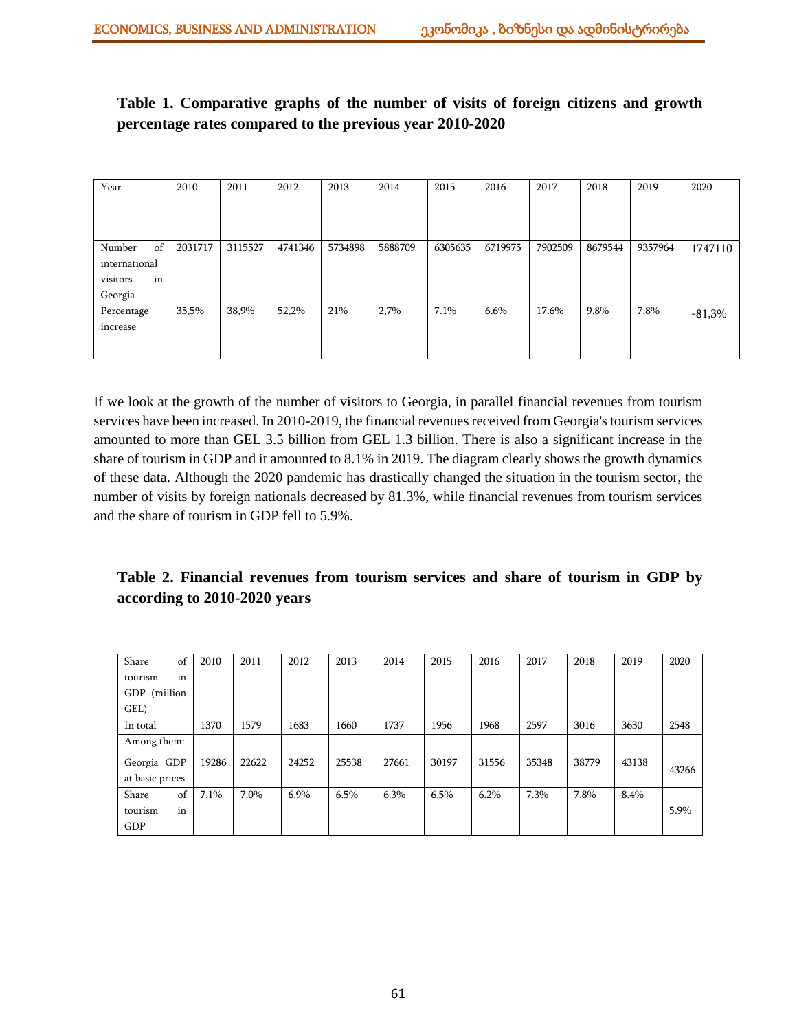**Table 1. Comparative graphs of the number of visits of foreign citizens and growth percentage rates compared to the previous year 2010-2020**

| Year | 2010 | 2011 | 2012 | 2013 | 2014 | 2015 | 2016 | 2017 | 2018 | 2019 | 2020 |
|---|---|---|---|---|---|---|---|---|---|---|---|
| Number of international visitors in Georgia | 2031717 | 3115527 | 4741346 | 5734898 | 5888709 | 6305635 | 6719975 | 7902509 | 8679544 | 9357964 | 1747110 |
| Percentage increase | 35,5% | 38,9% | 52,2% | 21% | 2,7% | 7.1% | 6.6% | 17.6% | 9.8% | 7.8% | -81,3% |

If we look at the growth of the number of visitors to Georgia, in parallel financial revenues from tourism services have been increased. In 2010-2019, the financial revenues received from Georgia's tourism services amounted to more than GEL 3.5 billion from GEL 1.3 billion. There is also a significant increase in the share of tourism in GDP and it amounted to 8.1% in 2019. The diagram clearly shows the growth dynamics of these data. Although the 2020 pandemic has drastically changed the situation in the tourism sector, the number of visits by foreign nationals decreased by 81.3%, while financial revenues from tourism services and the share of tourism in GDP fell to 5.9%.

**Table 2. Financial revenues from tourism services and share of tourism in GDP by according to 2010-2020 years**

| Share of tourism in GDP (million GEL) | 2010 | 2011 | 2012 | 2013 | 2014 | 2015 | 2016 | 2017 | 2018 | 2019 | 2020 |
|---|---|---|---|---|---|---|---|---|---|---|---|
| In total | 1370 | 1579 | 1683 | 1660 | 1737 | 1956 | 1968 | 2597 | 3016 | 3630 | 2548 |
| Among them: | | | | | | | | | | | |
| Georgia GDP at basic prices | 19286 | 22622 | 24252 | 25538 | 27661 | 30197 | 31556 | 35348 | 38779 | 43138 | 43266 |
| Share of tourism in GDP | 7.1% | 7.0% | 6.9% | 6.5% | 6.3% | 6.5% | 6.2% | 7.3% | 7.8% | 8.4% | 5.9% |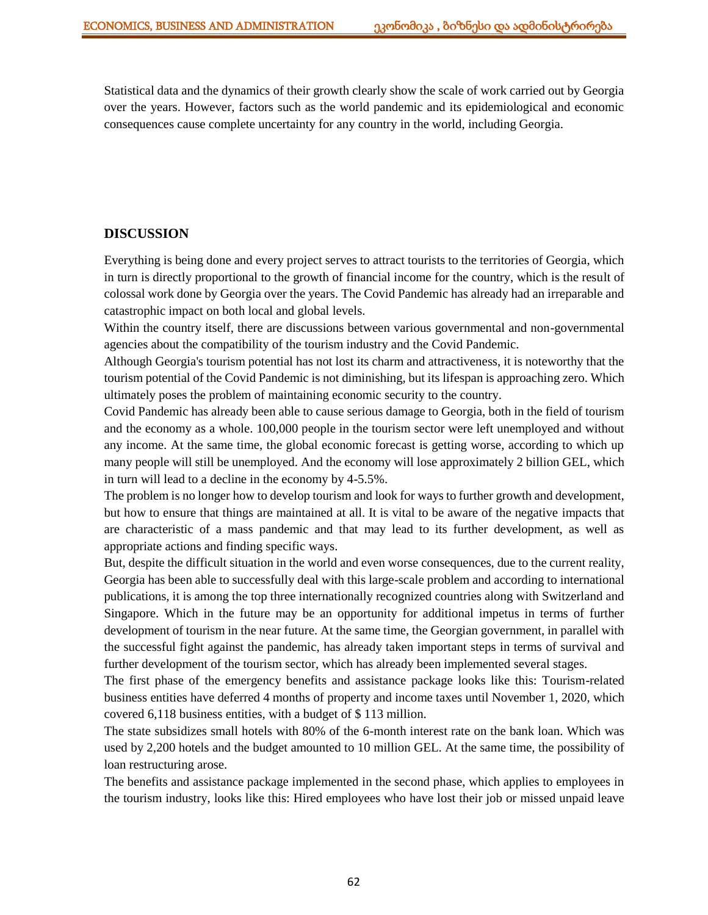Statistical data and the dynamics of their growth clearly show the scale of work carried out by Georgia over the years. However, factors such as the world pandemic and its epidemiological and economic consequences cause complete uncertainty for any country in the world, including Georgia.

## DISCUSSION

Everything is being done and every project serves to attract tourists to the territories of Georgia, which in turn is directly proportional to the growth of financial income for the country, which is the result of colossal work done by Georgia over the years. The Covid Pandemic has already had an irreparable and catastrophic impact on both local and global levels.

Within the country itself, there are discussions between various governmental and non-governmental agencies about the compatibility of the tourism industry and the Covid Pandemic.

Although Georgia's tourism potential has not lost its charm and attractiveness, it is noteworthy that the tourism potential of the Covid Pandemic is not diminishing, but its lifespan is approaching zero. Which ultimately poses the problem of maintaining economic security to the country.

Covid Pandemic has already been able to cause serious damage to Georgia, both in the field of tourism and the economy as a whole. 100,000 people in the tourism sector were left unemployed and without any income. At the same time, the global economic forecast is getting worse, according to which up many people will still be unemployed. And the economy will lose approximately 2 billion GEL, which in turn will lead to a decline in the economy by 4-5.5%.

The problem is no longer how to develop tourism and look for ways to further growth and development, but how to ensure that things are maintained at all. It is vital to be aware of the negative impacts that are characteristic of a mass pandemic and that may lead to its further development, as well as appropriate actions and finding specific ways.

But, despite the difficult situation in the world and even worse consequences, due to the current reality, Georgia has been able to successfully deal with this large-scale problem and according to international publications, it is among the top three internationally recognized countries along with Switzerland and Singapore. Which in the future may be an opportunity for additional impetus in terms of further development of tourism in the near future. At the same time, the Georgian government, in parallel with the successful fight against the pandemic, has already taken important steps in terms of survival and further development of the tourism sector, which has already been implemented several stages.

The first phase of the emergency benefits and assistance package looks like this: Tourism-related business entities have deferred 4 months of property and income taxes until November 1, 2020, which covered 6,118 business entities, with a budget of $ 113 million.

The state subsidizes small hotels with 80% of the 6-month interest rate on the bank loan. Which was used by 2,200 hotels and the budget amounted to 10 million GEL. At the same time, the possibility of loan restructuring arose.

The benefits and assistance package implemented in the second phase, which applies to employees in the tourism industry, looks like this: Hired employees who have lost their job or missed unpaid leave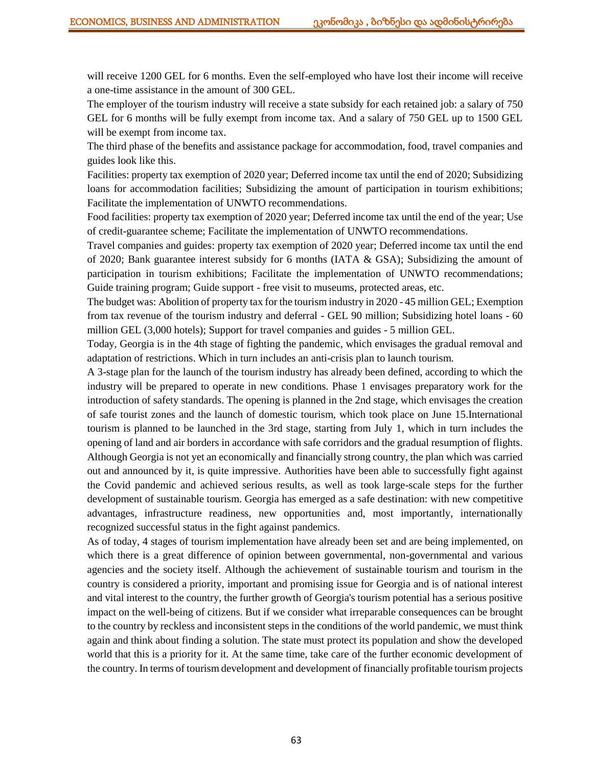will receive 1200 GEL for 6 months. Even the self-employed who have lost their income will receive a one-time assistance in the amount of 300 GEL.

The employer of the tourism industry will receive a state subsidy for each retained job: a salary of 750 GEL for 6 months will be fully exempt from income tax. And a salary of 750 GEL up to 1500 GEL will be exempt from income tax.

The third phase of the benefits and assistance package for accommodation, food, travel companies and guides look like this.

Facilities: property tax exemption of 2020 year; Deferred income tax until the end of 2020; Subsidizing loans for accommodation facilities; Subsidizing the amount of participation in tourism exhibitions; Facilitate the implementation of UNWTO recommendations.

Food facilities: property tax exemption of 2020 year; Deferred income tax until the end of the year; Use of credit-guarantee scheme; Facilitate the implementation of UNWTO recommendations.

Travel companies and guides: property tax exemption of 2020 year; Deferred income tax until the end of 2020; Bank guarantee interest subsidy for 6 months (IATA & GSA); Subsidizing the amount of participation in tourism exhibitions; Facilitate the implementation of UNWTO recommendations; Guide training program; Guide support - free visit to museums, protected areas, etc.

The budget was: Abolition of property tax for the tourism industry in 2020 - 45 million GEL; Exemption from tax revenue of the tourism industry and deferral - GEL 90 million; Subsidizing hotel loans - 60 million GEL (3,000 hotels); Support for travel companies and guides - 5 million GEL.

Today, Georgia is in the 4th stage of fighting the pandemic, which envisages the gradual removal and adaptation of restrictions. Which in turn includes an anti-crisis plan to launch tourism.

A 3-stage plan for the launch of the tourism industry has already been defined, according to which the industry will be prepared to operate in new conditions. Phase 1 envisages preparatory work for the introduction of safety standards. The opening is planned in the 2nd stage, which envisages the creation of safe tourist zones and the launch of domestic tourism, which took place on June 15.International tourism is planned to be launched in the 3rd stage, starting from July 1, which in turn includes the opening of land and air borders in accordance with safe corridors and the gradual resumption of flights.

Although Georgia is not yet an economically and financially strong country, the plan which was carried out and announced by it, is quite impressive. Authorities have been able to successfully fight against the Covid pandemic and achieved serious results, as well as took large-scale steps for the further development of sustainable tourism. Georgia has emerged as a safe destination: with new competitive advantages, infrastructure readiness, new opportunities and, most importantly, internationally recognized successful status in the fight against pandemics.

As of today, 4 stages of tourism implementation have already been set and are being implemented, on which there is a great difference of opinion between governmental, non-governmental and various agencies and the society itself. Although the achievement of sustainable tourism and tourism in the country is considered a priority, important and promising issue for Georgia and is of national interest and vital interest to the country, the further growth of Georgia's tourism potential has a serious positive impact on the well-being of citizens. But if we consider what irreparable consequences can be brought to the country by reckless and inconsistent steps in the conditions of the world pandemic, we must think again and think about finding a solution. The state must protect its population and show the developed world that this is a priority for it. At the same time, take care of the further economic development of the country. In terms of tourism development and development of financially profitable tourism projects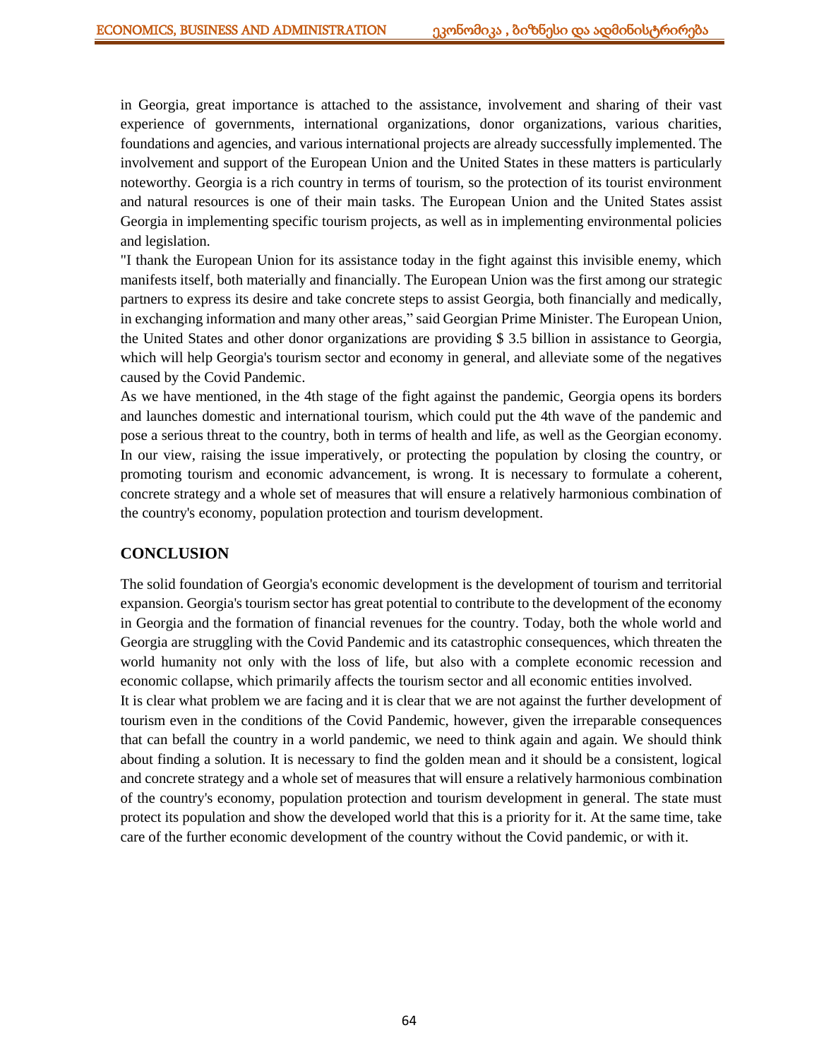in Georgia, great importance is attached to the assistance, involvement and sharing of their vast experience of governments, international organizations, donor organizations, various charities, foundations and agencies, and various international projects are already successfully implemented. The involvement and support of the European Union and the United States in these matters is particularly noteworthy. Georgia is a rich country in terms of tourism, so the protection of its tourist environment and natural resources is one of their main tasks. The European Union and the United States assist Georgia in implementing specific tourism projects, as well as in implementing environmental policies and legislation.

"I thank the European Union for its assistance today in the fight against this invisible enemy, which manifests itself, both materially and financially. The European Union was the first among our strategic partners to express its desire and take concrete steps to assist Georgia, both financially and medically, in exchanging information and many other areas," said Georgian Prime Minister. The European Union, the United States and other donor organizations are providing $ 3.5 billion in assistance to Georgia, which will help Georgia's tourism sector and economy in general, and alleviate some of the negatives caused by the Covid Pandemic.

As we have mentioned, in the 4th stage of the fight against the pandemic, Georgia opens its borders and launches domestic and international tourism, which could put the 4th wave of the pandemic and pose a serious threat to the country, both in terms of health and life, as well as the Georgian economy. In our view, raising the issue imperatively, or protecting the population by closing the country, or promoting tourism and economic advancement, is wrong. It is necessary to formulate a coherent, concrete strategy and a whole set of measures that will ensure a relatively harmonious combination of the country's economy, population protection and tourism development.

## CONCLUSION

The solid foundation of Georgia's economic development is the development of tourism and territorial expansion. Georgia's tourism sector has great potential to contribute to the development of the economy in Georgia and the formation of financial revenues for the country. Today, both the whole world and Georgia are struggling with the Covid Pandemic and its catastrophic consequences, which threaten the world humanity not only with the loss of life, but also with a complete economic recession and economic collapse, which primarily affects the tourism sector and all economic entities involved.

It is clear what problem we are facing and it is clear that we are not against the further development of tourism even in the conditions of the Covid Pandemic, however, given the irreparable consequences that can befall the country in a world pandemic, we need to think again and again. We should think about finding a solution. It is necessary to find the golden mean and it should be a consistent, logical and concrete strategy and a whole set of measures that will ensure a relatively harmonious combination of the country's economy, population protection and tourism development in general. The state must protect its population and show the developed world that this is a priority for it. At the same time, take care of the further economic development of the country without the Covid pandemic, or with it.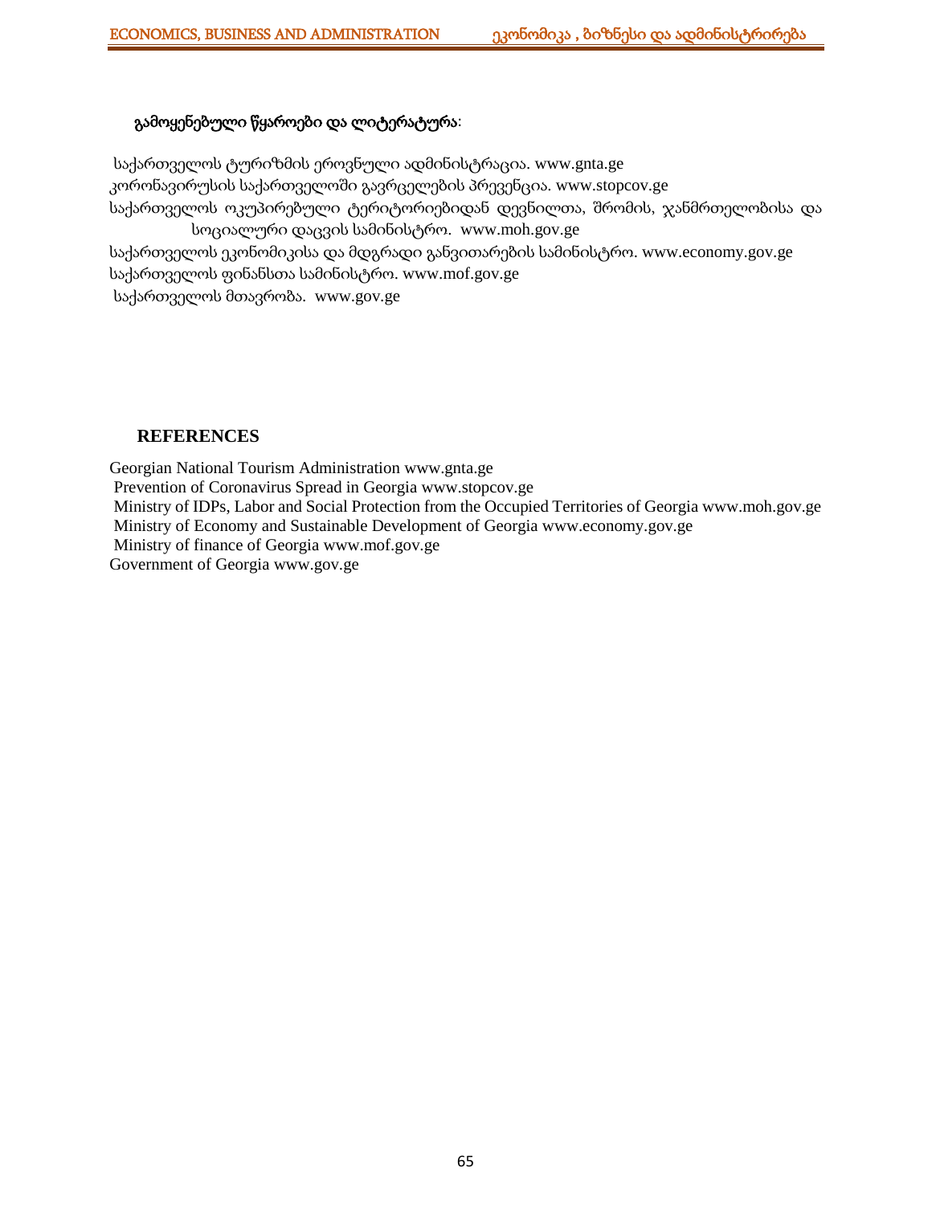### გამოყენებული წყაროები და ლიტერატურა:

საქართველოს ტურიზმის ეროვნული ადმინისტრაცია. www.gnta.ge
კორონავირუსის საქართველოში გავრცელების პრევენცია. www.stopcov.ge
საქართველოს ოკუპირებული ტერიტორიებიდან დევნილთა, შრომის, ჯანმრთელობისა და სოციალური დაცვის სამინისტრო. www.moh.gov.ge
საქართველოს ეკონომიკისა და მდგრადი განვითარების სამინისტრო. www.economy.gov.ge
საქართველოს ფინანსთა სამინისტრო. www.mof.gov.ge
საქართველოს მთავრობა. www.gov.ge

### REFERENCES

Georgian National Tourism Administration www.gnta.ge
Prevention of Coronavirus Spread in Georgia www.stopcov.ge
Ministry of IDPs, Labor and Social Protection from the Occupied Territories of Georgia www.moh.gov.ge
Ministry of Economy and Sustainable Development of Georgia www.economy.gov.ge
Ministry of finance of Georgia www.mof.gov.ge
Government of Georgia www.gov.ge